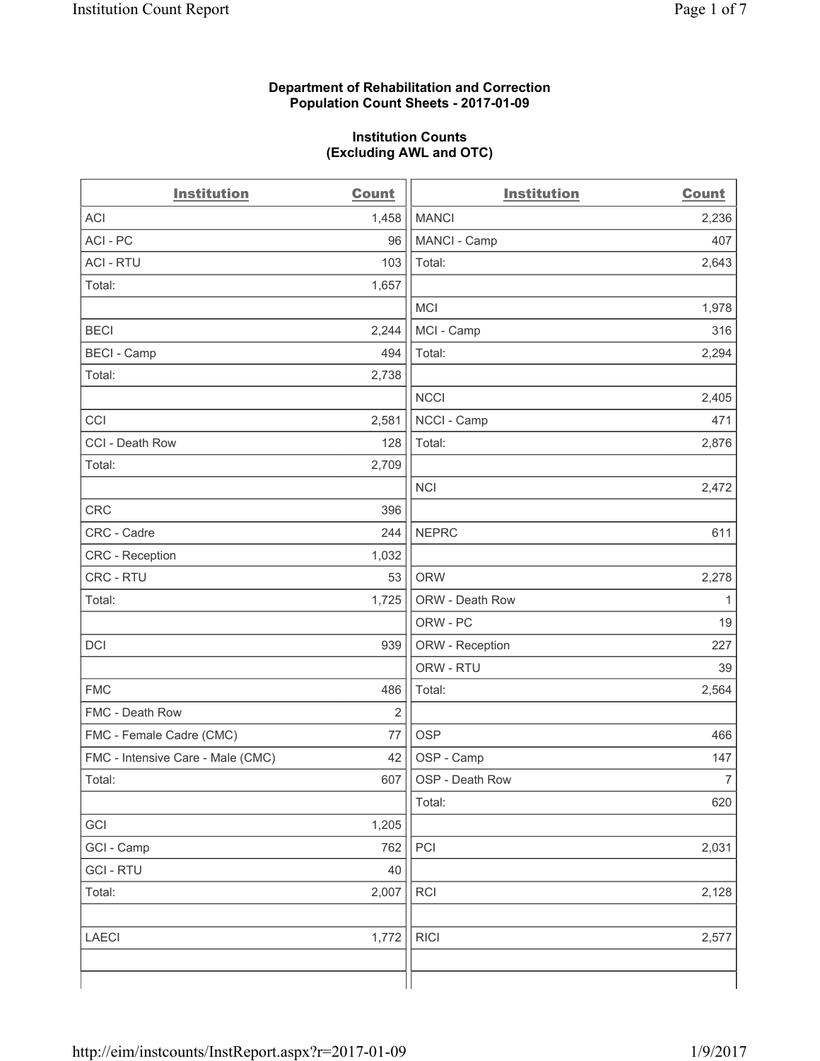**Department of Rehabilitation and Correction**
**Population Count Sheets - 2017-01-09**

**Institution Counts**
**(Excluding AWL and OTC)**

| Institution | Count |
|---|---|
| ACI | 1,458 |
| ACI - PC | 96 |
| ACI - RTU | 103 |
| Total: | 1,657 |
| | |
| BECI | 2,244 |
| BECI - Camp | 494 |
| Total: | 2,738 |
| | |
| CCI | 2,581 |
| CCI - Death Row | 128 |
| Total: | 2,709 |
| | |
| CRC | 396 |
| CRC - Cadre | 244 |
| CRC - Reception | 1,032 |
| CRC - RTU | 53 |
| Total: | 1,725 |
| | |
| DCI | 939 |
| | |
| FMC | 486 |
| FMC - Death Row | 2 |
| FMC - Female Cadre (CMC) | 77 |
| FMC - Intensive Care - Male (CMC) | 42 |
| Total: | 607 |
| | |
| GCI | 1,205 |
| GCI - Camp | 762 |
| GCI - RTU | 40 |
| Total: | 2,007 |
| | |
| LAECI | 1,772 |

| Institution | Count |
|---|---|
| MANCI | 2,236 |
| MANCI - Camp | 407 |
| Total: | 2,643 |
| | |
| MCI | 1,978 |
| MCI - Camp | 316 |
| Total: | 2,294 |
| | |
| NCCI | 2,405 |
| NCCI - Camp | 471 |
| Total: | 2,876 |
| | |
| NCI | 2,472 |
| | |
| NEPRC | 611 |
| | |
| ORW | 2,278 |
| ORW - Death Row | 1 |
| ORW - PC | 19 |
| ORW - Reception | 227 |
| ORW - RTU | 39 |
| Total: | 2,564 |
| | |
| OSP | 466 |
| OSP - Camp | 147 |
| OSP - Death Row | 7 |
| Total: | 620 |
| | |
| PCI | 2,031 |
| | |
| RCI | 2,128 |
| | |
| RICI | 2,577 |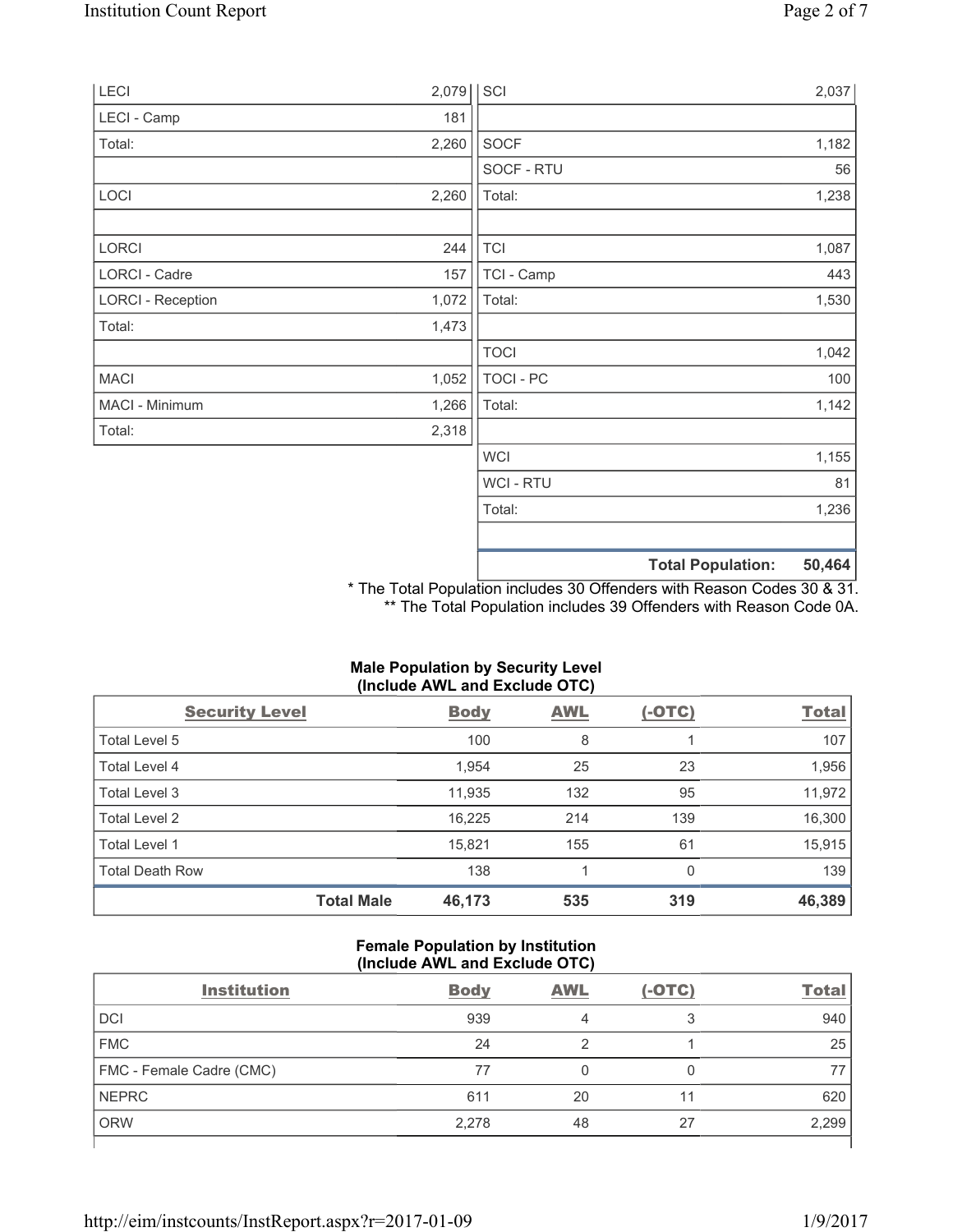| | |
|---|---|
| LECI | 2,079 |
| LECI - Camp | 181 |
| Total: | 2,260 |
| | |
| LOCI | 2,260 |
| | |
| LORCI | 244 |
| LORCI - Cadre | 157 |
| LORCI - Reception | 1,072 |
| Total: | 1,473 |
| | |
| MACI | 1,052 |
| MACI - Minimum | 1,266 |
| Total: | 2,318 |

| | |
|---|---|
| SCI | 2,037 |
| | |
| SOCF | 1,182 |
| SOCF - RTU | 56 |
| Total: | 1,238 |
| | |
| TCI | 1,087 |
| TCI - Camp | 443 |
| Total: | 1,530 |
| | |
| TOCI | 1,042 |
| TOCI - PC | 100 |
| Total: | 1,142 |
| | |
| WCI | 1,155 |
| WCI - RTU | 81 |
| Total: | 1,236 |
| | |
| **Total Population:** | **50,464** |

* The Total Population includes 30 Offenders with Reason Codes 30 & 31.
** The Total Population includes 39 Offenders with Reason Code 0A.

**Male Population by Security Level (Include AWL and Exclude OTC)**

| Security Level | Body | AWL | (-OTC) | Total |
|---|---|---|---|---|
| Total Level 5 | 100 | 8 | 1 | 107 |
| Total Level 4 | 1,954 | 25 | 23 | 1,956 |
| Total Level 3 | 11,935 | 132 | 95 | 11,972 |
| Total Level 2 | 16,225 | 214 | 139 | 16,300 |
| Total Level 1 | 15,821 | 155 | 61 | 15,915 |
| Total Death Row | 138 | 1 | 0 | 139 |
| **Total Male** | **46,173** | **535** | **319** | **46,389** |

**Female Population by Institution (Include AWL and Exclude OTC)**

| Institution | Body | AWL | (-OTC) | Total |
|---|---|---|---|---|
| DCI | 939 | 4 | 3 | 940 |
| FMC | 24 | 2 | 1 | 25 |
| FMC - Female Cadre (CMC) | 77 | 0 | 0 | 77 |
| NEPRC | 611 | 20 | 11 | 620 |
| ORW | 2,278 | 48 | 27 | 2,299 |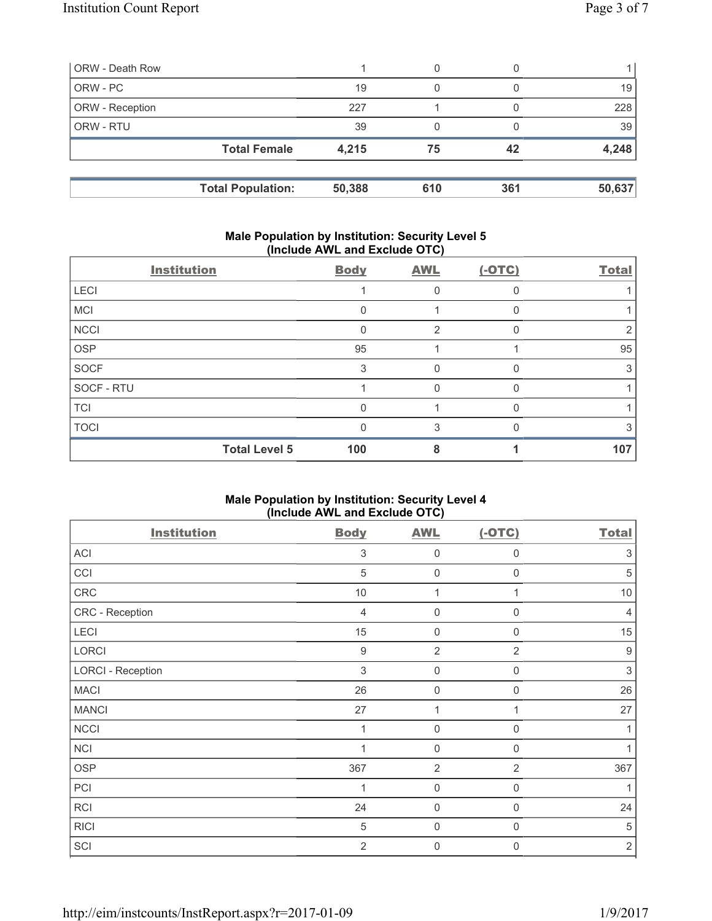| | | | | |
|---|---|---|---|---|
| ORW - Death Row | 1 | 0 | 0 | 1 |
| ORW - PC | 19 | 0 | 0 | 19 |
| ORW - Reception | 227 | 1 | 0 | 228 |
| ORW - RTU | 39 | 0 | 0 | 39 |
| **Total Female** | **4,215** | **75** | **42** | **4,248** |

| | | | | |
|---|---|---|---|---|
| **Total Population:** | **50,388** | **610** | **361** | **50,637** |

**Male Population by Institution: Security Level 5 (Include AWL and Exclude OTC)**

| Institution | Body | AWL | (-OTC) | Total |
|---|---|---|---|---|
| LECI | 1 | 0 | 0 | 1 |
| MCI | 0 | 1 | 0 | 1 |
| NCCI | 0 | 2 | 0 | 2 |
| OSP | 95 | 1 | 1 | 95 |
| SOCF | 3 | 0 | 0 | 3 |
| SOCF - RTU | 1 | 0 | 0 | 1 |
| TCI | 0 | 1 | 0 | 1 |
| TOCI | 0 | 3 | 0 | 3 |
| **Total Level 5** | **100** | **8** | **1** | **107** |

**Male Population by Institution: Security Level 4 (Include AWL and Exclude OTC)**

| Institution | Body | AWL | (-OTC) | Total |
|---|---|---|---|---|
| ACI | 3 | 0 | 0 | 3 |
| CCI | 5 | 0 | 0 | 5 |
| CRC | 10 | 1 | 1 | 10 |
| CRC - Reception | 4 | 0 | 0 | 4 |
| LECI | 15 | 0 | 0 | 15 |
| LORCI | 9 | 2 | 2 | 9 |
| LORCI - Reception | 3 | 0 | 0 | 3 |
| MACI | 26 | 0 | 0 | 26 |
| MANCI | 27 | 1 | 1 | 27 |
| NCCI | 1 | 0 | 0 | 1 |
| NCI | 1 | 0 | 0 | 1 |
| OSP | 367 | 2 | 2 | 367 |
| PCI | 1 | 0 | 0 | 1 |
| RCI | 24 | 0 | 0 | 24 |
| RICI | 5 | 0 | 0 | 5 |
| SCI | 2 | 0 | 0 | 2 |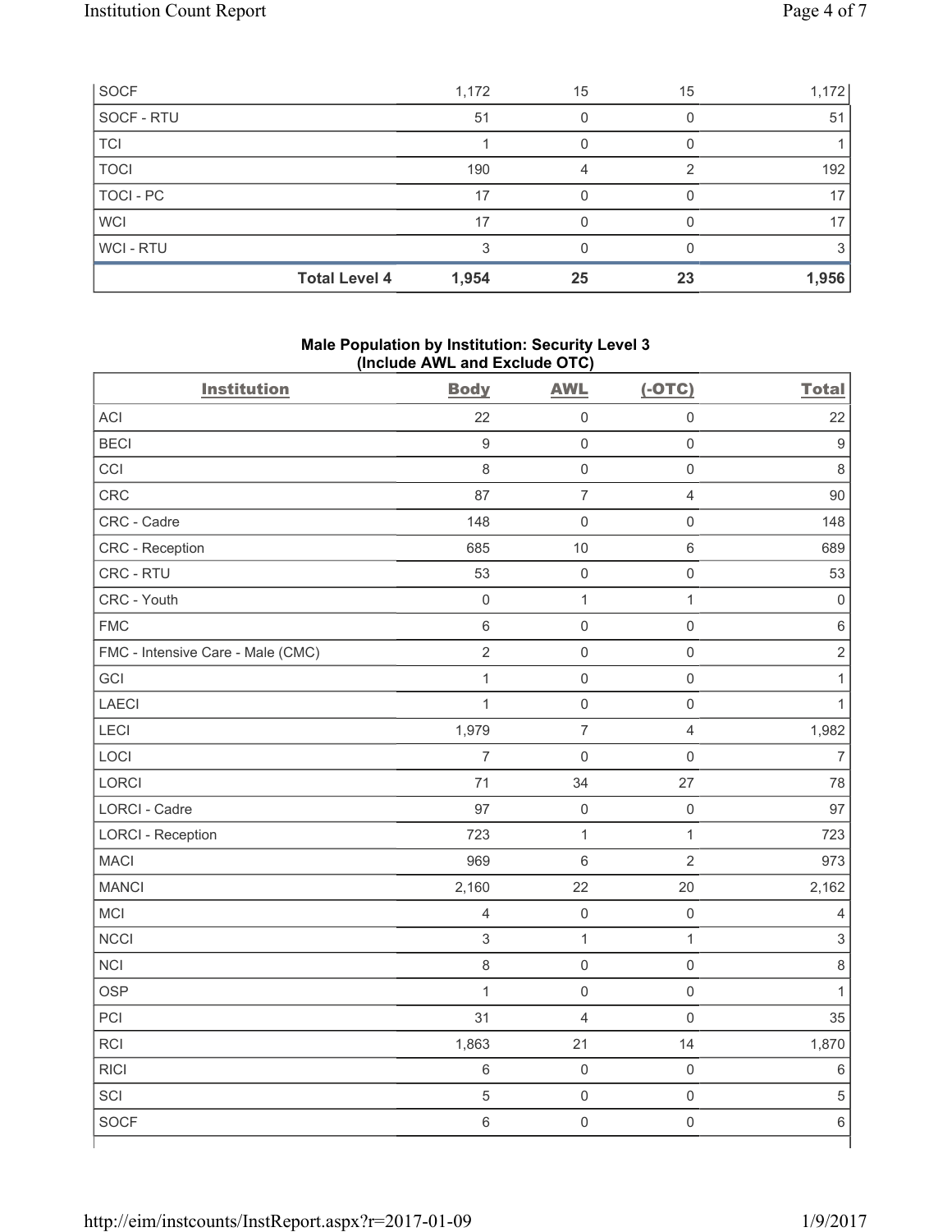| | Body | AWL | (-OTC) | Total |
|---|---|---|---|---|
| SOCF | 1,172 | 15 | 15 | 1,172 |
| SOCF - RTU | 51 | 0 | 0 | 51 |
| TCI | 1 | 0 | 0 | 1 |
| TOCI | 190 | 4 | 2 | 192 |
| TOCI - PC | 17 | 0 | 0 | 17 |
| WCI | 17 | 0 | 0 | 17 |
| WCI - RTU | 3 | 0 | 0 | 3 |
| **Total Level 4** | **1,954** | **25** | **23** | **1,956** |

### Male Population by Institution: Security Level 3 (Include AWL and Exclude OTC)

| Institution | Body | AWL | (-OTC) | Total |
|---|---|---|---|---|
| ACI | 22 | 0 | 0 | 22 |
| BECI | 9 | 0 | 0 | 9 |
| CCI | 8 | 0 | 0 | 8 |
| CRC | 87 | 7 | 4 | 90 |
| CRC - Cadre | 148 | 0 | 0 | 148 |
| CRC - Reception | 685 | 10 | 6 | 689 |
| CRC - RTU | 53 | 0 | 0 | 53 |
| CRC - Youth | 0 | 1 | 1 | 0 |
| FMC | 6 | 0 | 0 | 6 |
| FMC - Intensive Care - Male (CMC) | 2 | 0 | 0 | 2 |
| GCI | 1 | 0 | 0 | 1 |
| LAECI | 1 | 0 | 0 | 1 |
| LECI | 1,979 | 7 | 4 | 1,982 |
| LOCI | 7 | 0 | 0 | 7 |
| LORCI | 71 | 34 | 27 | 78 |
| LORCI - Cadre | 97 | 0 | 0 | 97 |
| LORCI - Reception | 723 | 1 | 1 | 723 |
| MACI | 969 | 6 | 2 | 973 |
| MANCI | 2,160 | 22 | 20 | 2,162 |
| MCI | 4 | 0 | 0 | 4 |
| NCCI | 3 | 1 | 1 | 3 |
| NCI | 8 | 0 | 0 | 8 |
| OSP | 1 | 0 | 0 | 1 |
| PCI | 31 | 4 | 0 | 35 |
| RCI | 1,863 | 21 | 14 | 1,870 |
| RICI | 6 | 0 | 0 | 6 |
| SCI | 5 | 0 | 0 | 5 |
| SOCF | 6 | 0 | 0 | 6 |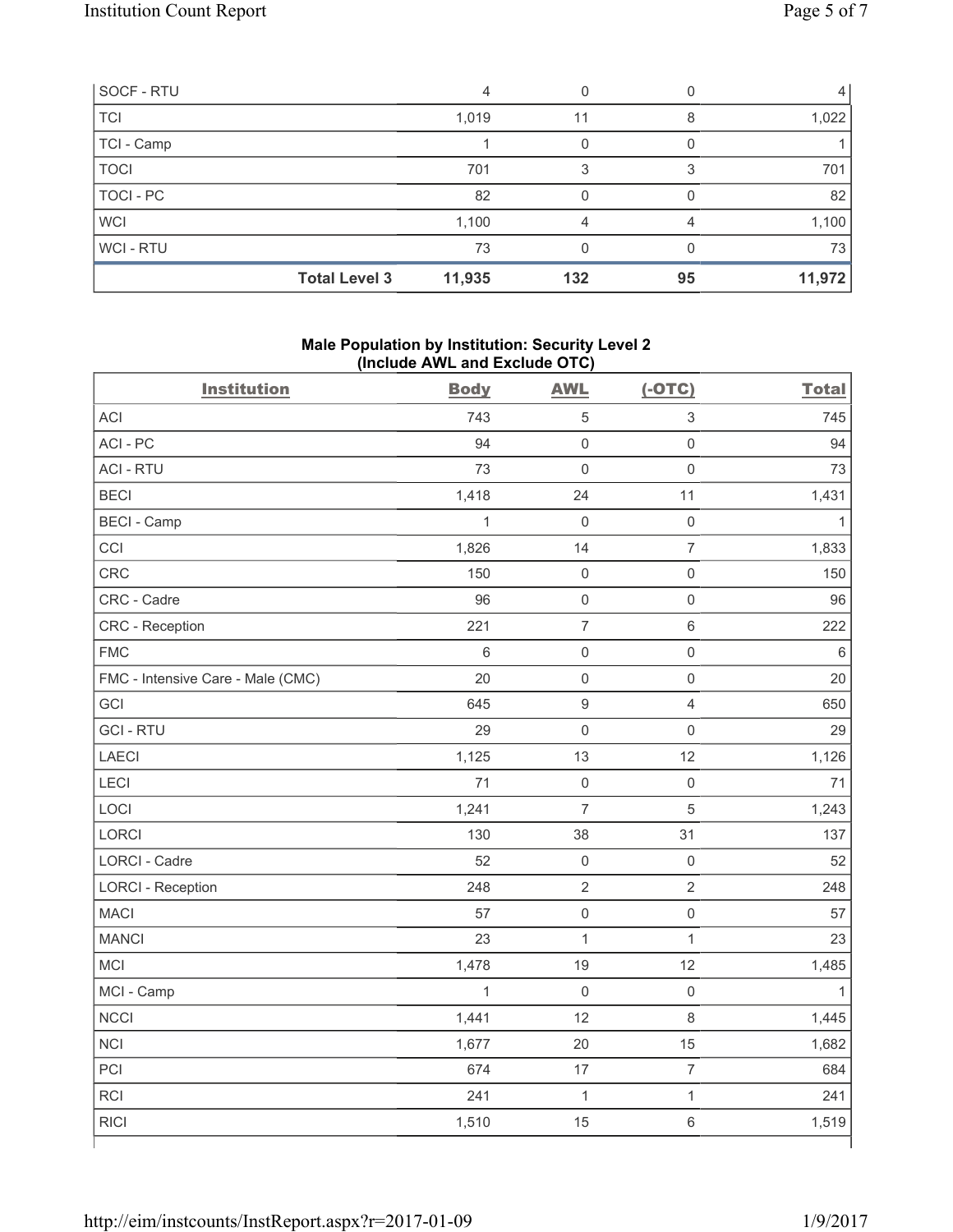| SOCF - RTU | 4 | 0 | 0 | 4 |
|---|---|---|---|---|
| TCI | 1,019 | 11 | 8 | 1,022 |
| TCI - Camp | 1 | 0 | 0 | 1 |
| TOCI | 701 | 3 | 3 | 701 |
| TOCI - PC | 82 | 0 | 0 | 82 |
| WCI | 1,100 | 4 | 4 | 1,100 |
| WCI - RTU | 73 | 0 | 0 | 73 |
| **Total Level 3** | **11,935** | **132** | **95** | **11,972** |

### Male Population by Institution: Security Level 2 (Include AWL and Exclude OTC)

| Institution | Body | AWL | (-OTC) | Total |
|---|---|---|---|---|
| ACI | 743 | 5 | 3 | 745 |
| ACI - PC | 94 | 0 | 0 | 94 |
| ACI - RTU | 73 | 0 | 0 | 73 |
| BECI | 1,418 | 24 | 11 | 1,431 |
| BECI - Camp | 1 | 0 | 0 | 1 |
| CCI | 1,826 | 14 | 7 | 1,833 |
| CRC | 150 | 0 | 0 | 150 |
| CRC - Cadre | 96 | 0 | 0 | 96 |
| CRC - Reception | 221 | 7 | 6 | 222 |
| FMC | 6 | 0 | 0 | 6 |
| FMC - Intensive Care - Male (CMC) | 20 | 0 | 0 | 20 |
| GCI | 645 | 9 | 4 | 650 |
| GCI - RTU | 29 | 0 | 0 | 29 |
| LAECI | 1,125 | 13 | 12 | 1,126 |
| LECI | 71 | 0 | 0 | 71 |
| LOCI | 1,241 | 7 | 5 | 1,243 |
| LORCI | 130 | 38 | 31 | 137 |
| LORCI - Cadre | 52 | 0 | 0 | 52 |
| LORCI - Reception | 248 | 2 | 2 | 248 |
| MACI | 57 | 0 | 0 | 57 |
| MANCI | 23 | 1 | 1 | 23 |
| MCI | 1,478 | 19 | 12 | 1,485 |
| MCI - Camp | 1 | 0 | 0 | 1 |
| NCCI | 1,441 | 12 | 8 | 1,445 |
| NCI | 1,677 | 20 | 15 | 1,682 |
| PCI | 674 | 17 | 7 | 684 |
| RCI | 241 | 1 | 1 | 241 |
| RICI | 1,510 | 15 | 6 | 1,519 |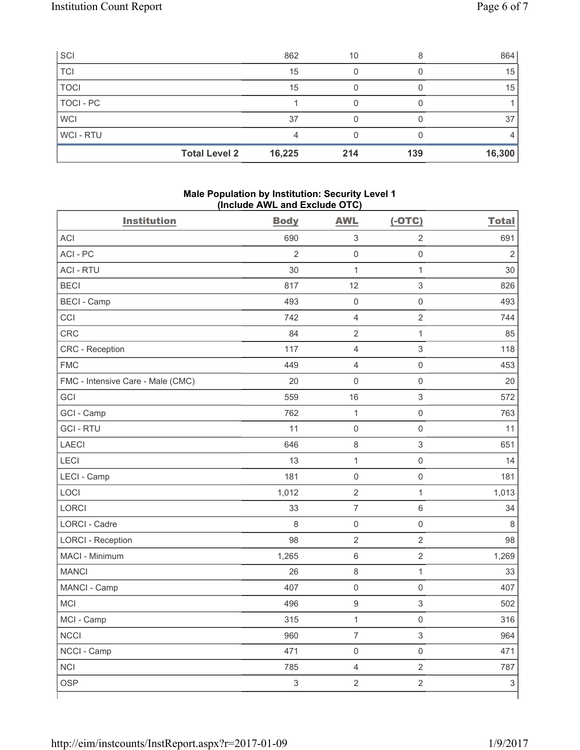| SCI | 862 | 10 | 8 | 864 |
|---|---|---|---|---|
| TCI | 15 | 0 | 0 | 15 |
| TOCI | 15 | 0 | 0 | 15 |
| TOCI - PC | 1 | 0 | 0 | 1 |
| WCI | 37 | 0 | 0 | 37 |
| WCI - RTU | 4 | 0 | 0 | 4 |
| **Total Level 2** | **16,225** | **214** | **139** | **16,300** |

**Male Population by Institution: Security Level 1**
**(Include AWL and Exclude OTC)**

| Institution | Body | AWL | (-OTC) | Total |
|---|---|---|---|---|
| ACI | 690 | 3 | 2 | 691 |
| ACI - PC | 2 | 0 | 0 | 2 |
| ACI - RTU | 30 | 1 | 1 | 30 |
| BECI | 817 | 12 | 3 | 826 |
| BECI - Camp | 493 | 0 | 0 | 493 |
| CCI | 742 | 4 | 2 | 744 |
| CRC | 84 | 2 | 1 | 85 |
| CRC - Reception | 117 | 4 | 3 | 118 |
| FMC | 449 | 4 | 0 | 453 |
| FMC - Intensive Care - Male (CMC) | 20 | 0 | 0 | 20 |
| GCI | 559 | 16 | 3 | 572 |
| GCI - Camp | 762 | 1 | 0 | 763 |
| GCI - RTU | 11 | 0 | 0 | 11 |
| LAECI | 646 | 8 | 3 | 651 |
| LECI | 13 | 1 | 0 | 14 |
| LECI - Camp | 181 | 0 | 0 | 181 |
| LOCI | 1,012 | 2 | 1 | 1,013 |
| LORCI | 33 | 7 | 6 | 34 |
| LORCI - Cadre | 8 | 0 | 0 | 8 |
| LORCI - Reception | 98 | 2 | 2 | 98 |
| MACI - Minimum | 1,265 | 6 | 2 | 1,269 |
| MANCI | 26 | 8 | 1 | 33 |
| MANCI - Camp | 407 | 0 | 0 | 407 |
| MCI | 496 | 9 | 3 | 502 |
| MCI - Camp | 315 | 1 | 0 | 316 |
| NCCI | 960 | 7 | 3 | 964 |
| NCCI - Camp | 471 | 0 | 0 | 471 |
| NCI | 785 | 4 | 2 | 787 |
| OSP | 3 | 2 | 2 | 3 |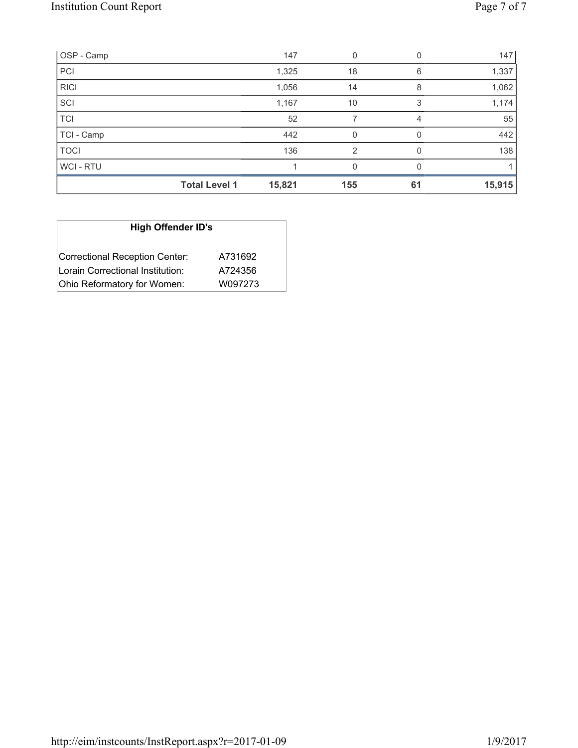| | | | | |
|---|---|---|---|---|
| OSP - Camp | 147 | 0 | 0 | 147 |
| PCI | 1,325 | 18 | 6 | 1,337 |
| RICI | 1,056 | 14 | 8 | 1,062 |
| SCI | 1,167 | 10 | 3 | 1,174 |
| TCI | 52 | 7 | 4 | 55 |
| TCI - Camp | 442 | 0 | 0 | 442 |
| TOCI | 136 | 2 | 0 | 138 |
| WCI - RTU | 1 | 0 | 0 | 1 |
| **Total Level 1** | **15,821** | **155** | **61** | **15,915** |

| High Offender ID's | |
|---|---|
| Correctional Reception Center: | A731692 |
| Lorain Correctional Institution: | A724356 |
| Ohio Reformatory for Women: | W097273 |